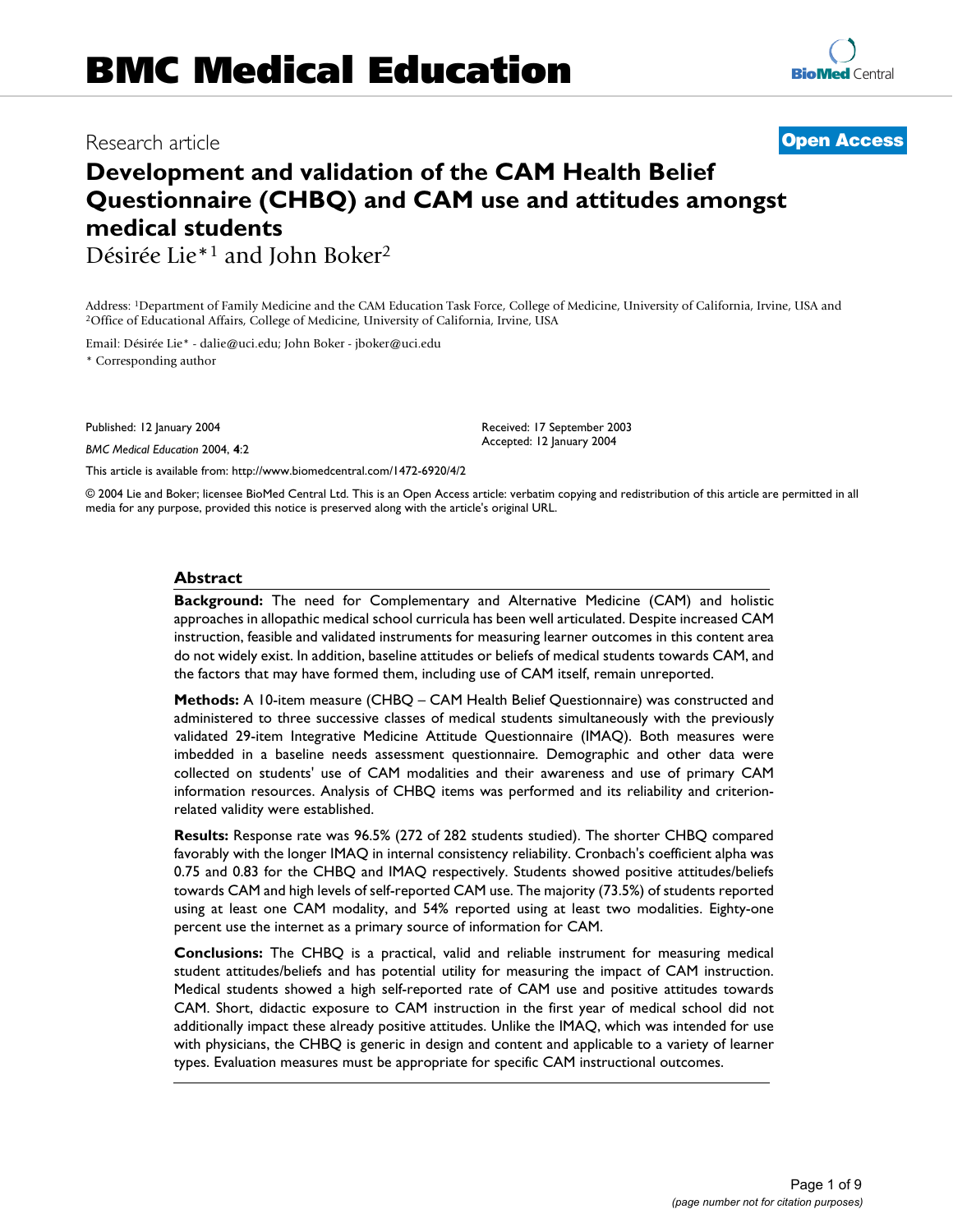# BMC Medical Education

Research article

**Open Access**

# Development and validation of the CAM Health Belief Questionnaire (CHBQ) and CAM use and attitudes amongst medical students

Désirée Lie*[1] and John Boker[2]

Address: [1]Department of Family Medicine and the CAM Education Task Force, College of Medicine, University of California, Irvine, USA and [2]Office of Educational Affairs, College of Medicine, University of California, Irvine, USA

Email: Désirée Lie* - dalie@uci.edu; John Boker - jboker@uci.edu

* Corresponding author

Published: 12 January 2004

*BMC Medical Education* 2004, **4**:2

Received: 17 September 2003
Accepted: 12 January 2004

This article is available from: http://www.biomedcentral.com/1472-6920/4/2

© 2004 Lie and Boker; licensee BioMed Central Ltd. This is an Open Access article: verbatim copying and redistribution of this article are permitted in all media for any purpose, provided this notice is preserved along with the article's original URL.

## Abstract

**Background:** The need for Complementary and Alternative Medicine (CAM) and holistic approaches in allopathic medical school curricula has been well articulated. Despite increased CAM instruction, feasible and validated instruments for measuring learner outcomes in this content area do not widely exist. In addition, baseline attitudes or beliefs of medical students towards CAM, and the factors that may have formed them, including use of CAM itself, remain unreported.

**Methods:** A 10-item measure (CHBQ – CAM Health Belief Questionnaire) was constructed and administered to three successive classes of medical students simultaneously with the previously validated 29-item Integrative Medicine Attitude Questionnaire (IMAQ). Both measures were imbedded in a baseline needs assessment questionnaire. Demographic and other data were collected on students' use of CAM modalities and their awareness and use of primary CAM information resources. Analysis of CHBQ items was performed and its reliability and criterion-related validity were established.

**Results:** Response rate was 96.5% (272 of 282 students studied). The shorter CHBQ compared favorably with the longer IMAQ in internal consistency reliability. Cronbach's coefficient alpha was 0.75 and 0.83 for the CHBQ and IMAQ respectively. Students showed positive attitudes/beliefs towards CAM and high levels of self-reported CAM use. The majority (73.5%) of students reported using at least one CAM modality, and 54% reported using at least two modalities. Eighty-one percent use the internet as a primary source of information for CAM.

**Conclusions:** The CHBQ is a practical, valid and reliable instrument for measuring medical student attitudes/beliefs and has potential utility for measuring the impact of CAM instruction. Medical students showed a high self-reported rate of CAM use and positive attitudes towards CAM. Short, didactic exposure to CAM instruction in the first year of medical school did not additionally impact these already positive attitudes. Unlike the IMAQ, which was intended for use with physicians, the CHBQ is generic in design and content and applicable to a variety of learner types. Evaluation measures must be appropriate for specific CAM instructional outcomes.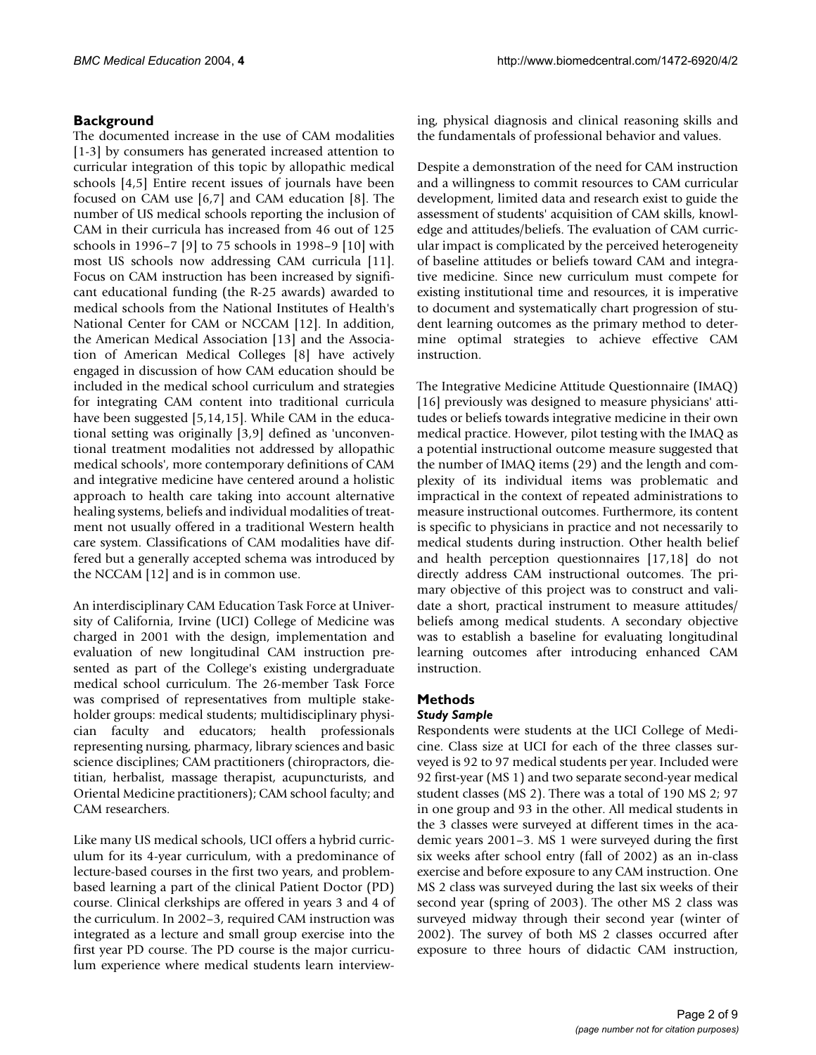## Background

The documented increase in the use of CAM modalities [1-3] by consumers has generated increased attention to curricular integration of this topic by allopathic medical schools [4,5] Entire recent issues of journals have been focused on CAM use [6,7] and CAM education [8]. The number of US medical schools reporting the inclusion of CAM in their curricula has increased from 46 out of 125 schools in 1996–7 [9] to 75 schools in 1998–9 [10] with most US schools now addressing CAM curricula [11]. Focus on CAM instruction has been increased by significant educational funding (the R-25 awards) awarded to medical schools from the National Institutes of Health's National Center for CAM or NCCAM [12]. In addition, the American Medical Association [13] and the Association of American Medical Colleges [8] have actively engaged in discussion of how CAM education should be included in the medical school curriculum and strategies for integrating CAM content into traditional curricula have been suggested [5,14,15]. While CAM in the educational setting was originally [3,9] defined as 'unconventional treatment modalities not addressed by allopathic medical schools', more contemporary definitions of CAM and integrative medicine have centered around a holistic approach to health care taking into account alternative healing systems, beliefs and individual modalities of treatment not usually offered in a traditional Western health care system. Classifications of CAM modalities have differed but a generally accepted schema was introduced by the NCCAM [12] and is in common use.

An interdisciplinary CAM Education Task Force at University of California, Irvine (UCI) College of Medicine was charged in 2001 with the design, implementation and evaluation of new longitudinal CAM instruction presented as part of the College's existing undergraduate medical school curriculum. The 26-member Task Force was comprised of representatives from multiple stakeholder groups: medical students; multidisciplinary physician faculty and educators; health professionals representing nursing, pharmacy, library sciences and basic science disciplines; CAM practitioners (chiropractors, dietitian, herbalist, massage therapist, acupuncturists, and Oriental Medicine practitioners); CAM school faculty; and CAM researchers.

Like many US medical schools, UCI offers a hybrid curriculum for its 4-year curriculum, with a predominance of lecture-based courses in the first two years, and problem-based learning a part of the clinical Patient Doctor (PD) course. Clinical clerkships are offered in years 3 and 4 of the curriculum. In 2002–3, required CAM instruction was integrated as a lecture and small group exercise into the first year PD course. The PD course is the major curriculum experience where medical students learn interviewing, physical diagnosis and clinical reasoning skills and the fundamentals of professional behavior and values.

Despite a demonstration of the need for CAM instruction and a willingness to commit resources to CAM curricular development, limited data and research exist to guide the assessment of students' acquisition of CAM skills, knowledge and attitudes/beliefs. The evaluation of CAM curricular impact is complicated by the perceived heterogeneity of baseline attitudes or beliefs toward CAM and integrative medicine. Since new curriculum must compete for existing institutional time and resources, it is imperative to document and systematically chart progression of student learning outcomes as the primary method to determine optimal strategies to achieve effective CAM instruction.

The Integrative Medicine Attitude Questionnaire (IMAQ) [16] previously was designed to measure physicians' attitudes or beliefs towards integrative medicine in their own medical practice. However, pilot testing with the IMAQ as a potential instructional outcome measure suggested that the number of IMAQ items (29) and the length and complexity of its individual items was problematic and impractical in the context of repeated administrations to measure instructional outcomes. Furthermore, its content is specific to physicians in practice and not necessarily to medical students during instruction. Other health belief and health perception questionnaires [17,18] do not directly address CAM instructional outcomes. The primary objective of this project was to construct and validate a short, practical instrument to measure attitudes/beliefs among medical students. A secondary objective was to establish a baseline for evaluating longitudinal learning outcomes after introducing enhanced CAM instruction.

## Methods

### *Study Sample*

Respondents were students at the UCI College of Medicine. Class size at UCI for each of the three classes surveyed is 92 to 97 medical students per year. Included were 92 first-year (MS 1) and two separate second-year medical student classes (MS 2). There was a total of 190 MS 2; 97 in one group and 93 in the other. All medical students in the 3 classes were surveyed at different times in the academic years 2001–3. MS 1 were surveyed during the first six weeks after school entry (fall of 2002) as an in-class exercise and before exposure to any CAM instruction. One MS 2 class was surveyed during the last six weeks of their second year (spring of 2003). The other MS 2 class was surveyed midway through their second year (winter of 2002). The survey of both MS 2 classes occurred after exposure to three hours of didactic CAM instruction,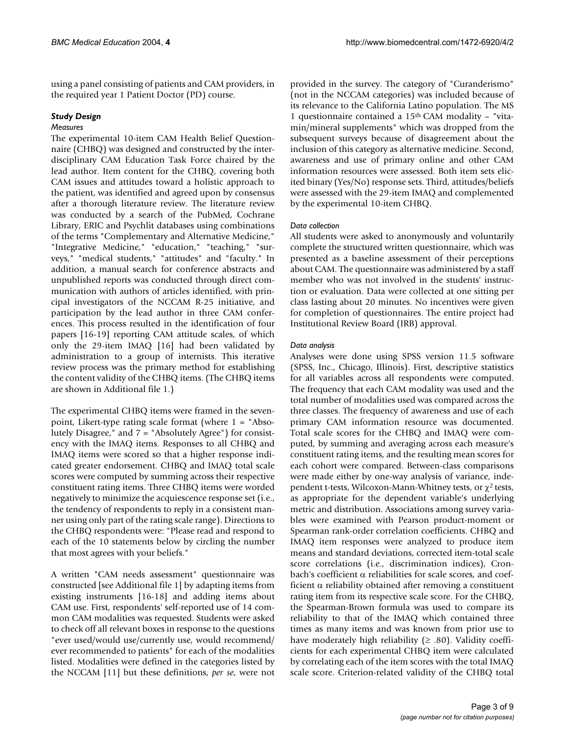using a panel consisting of patients and CAM providers, in the required year 1 Patient Doctor (PD) course.

### *Study Design*

#### *Measures*

The experimental 10-item CAM Health Belief Questionnaire (CHBQ) was designed and constructed by the interdisciplinary CAM Education Task Force chaired by the lead author. Item content for the CHBQ, covering both CAM issues and attitudes toward a holistic approach to the patient, was identified and agreed upon by consensus after a thorough literature review. The literature review was conducted by a search of the PubMed, Cochrane Library, ERIC and Psychlit databases using combinations of the terms "Complementary and Alternative Medicine," "Integrative Medicine," "education," "teaching," "surveys," "medical students," "attitudes" and "faculty." In addition, a manual search for conference abstracts and unpublished reports was conducted through direct communication with authors of articles identified, with principal investigators of the NCCAM R-25 initiative, and participation by the lead author in three CAM conferences. This process resulted in the identification of four papers [16-19] reporting CAM attitude scales, of which only the 29-item IMAQ [16] had been validated by administration to a group of internists. This iterative review process was the primary method for establishing the content validity of the CHBQ items. (The CHBQ items are shown in Additional file 1.)

The experimental CHBQ items were framed in the seven-point, Likert-type rating scale format (where 1 = "Absolutely Disagree," and 7 = "Absolutely Agree") for consistency with the IMAQ items. Responses to all CHBQ and IMAQ items were scored so that a higher response indicated greater endorsement. CHBQ and IMAQ total scale scores were computed by summing across their respective constituent rating items. Three CHBQ items were worded negatively to minimize the acquiescence response set (i.e., the tendency of respondents to reply in a consistent manner using only part of the rating scale range). Directions to the CHBQ respondents were: "Please read and respond to each of the 10 statements below by circling the number that most agrees with your beliefs."

A written "CAM needs assessment" questionnaire was constructed [see Additional file 1] by adapting items from existing instruments [16-18] and adding items about CAM use. First, respondents' self-reported use of 14 common CAM modalities was requested. Students were asked to check off all relevant boxes in response to the questions "ever used/would use/currently use, would recommend/ever recommended to patients" for each of the modalities listed. Modalities were defined in the categories listed by the NCCAM [11] but these definitions, *per se*, were not provided in the survey. The category of "Curanderismo" (not in the NCCAM categories) was included because of its relevance to the California Latino population. The MS 1 questionnaire contained a 15th CAM modality – "vitamin/mineral supplements" which was dropped from the subsequent surveys because of disagreement about the inclusion of this category as alternative medicine. Second, awareness and use of primary online and other CAM information resources were assessed. Both item sets elicited binary (Yes/No) response sets. Third, attitudes/beliefs were assessed with the 29-item IMAQ and complemented by the experimental 10-item CHBQ.

#### *Data collection*

All students were asked to anonymously and voluntarily complete the structured written questionnaire, which was presented as a baseline assessment of their perceptions about CAM. The questionnaire was administered by a staff member who was not involved in the students' instruction or evaluation. Data were collected at one sitting per class lasting about 20 minutes. No incentives were given for completion of questionnaires. The entire project had Institutional Review Board (IRB) approval.

#### *Data analysis*

Analyses were done using SPSS version 11.5 software (SPSS, Inc., Chicago, Illinois). First, descriptive statistics for all variables across all respondents were computed. The frequency that each CAM modality was used and the total number of modalities used was compared across the three classes. The frequency of awareness and use of each primary CAM information resource was documented. Total scale scores for the CHBQ and IMAQ were computed, by summing and averaging across each measure's constituent rating items, and the resulting mean scores for each cohort were compared. Between-class comparisons were made either by one-way analysis of variance, independent t-tests, Wilcoxon-Mann-Whitney tests, or $\chi^2$ tests, as appropriate for the dependent variable's underlying metric and distribution. Associations among survey variables were examined with Pearson product-moment or Spearman rank-order correlation coefficients. CHBQ and IMAQ item responses were analyzed to produce item means and standard deviations, corrected item-total scale score correlations (i.e., discrimination indices), Cronbach's coefficient $\alpha$ reliabilities for scale scores, and coefficient $\alpha$ reliability obtained after removing a constituent rating item from its respective scale score. For the CHBQ, the Spearman-Brown formula was used to compare its reliability to that of the IMAQ which contained three times as many items and was known from prior use to have moderately high reliability ($\geq .80$). Validity coefficients for each experimental CHBQ item were calculated by correlating each of the item scores with the total IMAQ scale score. Criterion-related validity of the CHBQ total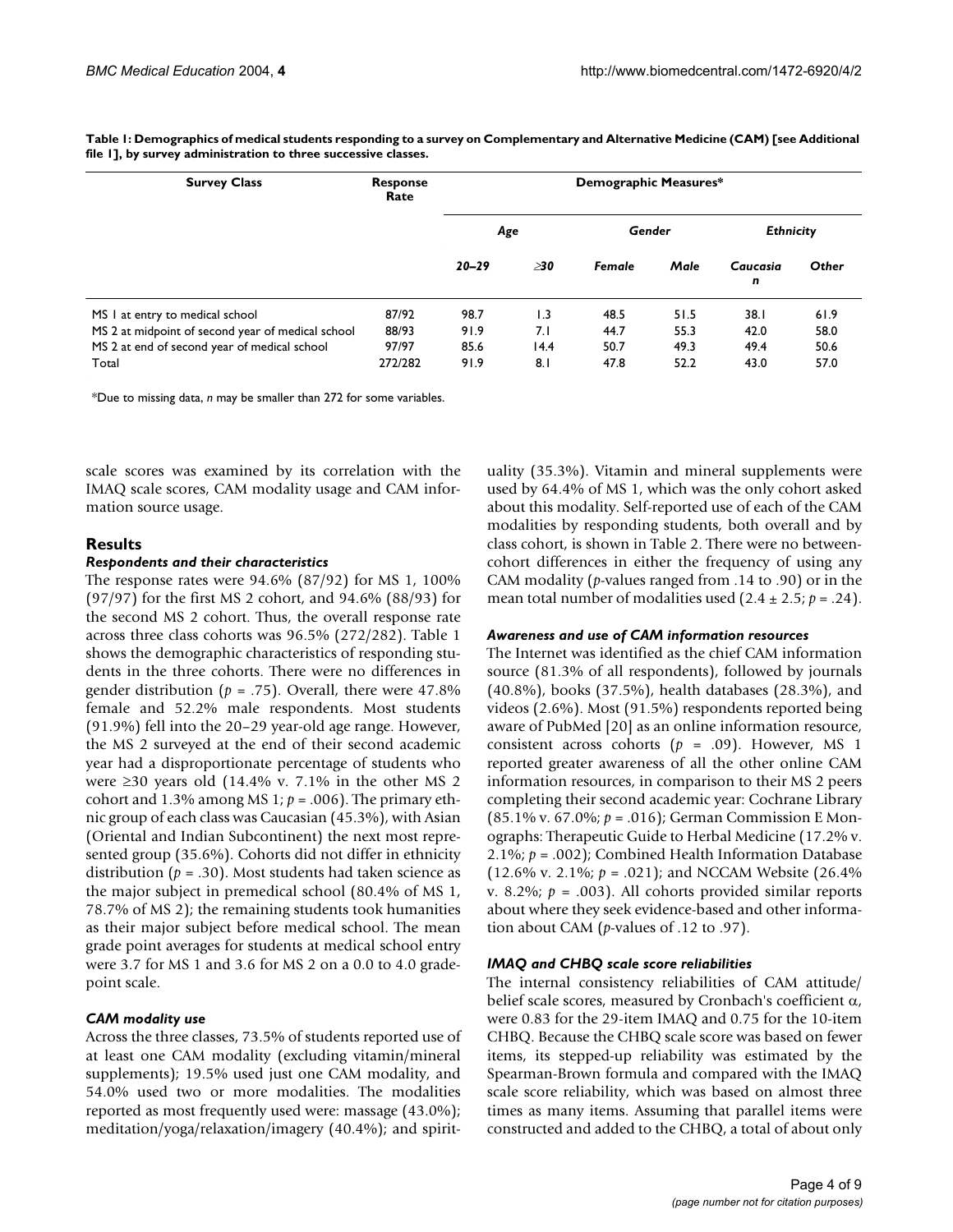**Table 1: Demographics of medical students responding to a survey on Complementary and Alternative Medicine (CAM) [see Additional file 1], by survey administration to three successive classes.**

| Survey Class | Response Rate | Demographic Measures* | | | | | |
|---|---|---|---|---|---|---|---|
| | | *Age* | | *Gender* | | *Ethnicity* | |
| | | *20–29* | *≥30* | *Female* | *Male* | *Caucasian* | *Other* |
| MS 1 at entry to medical school | 87/92 | 98.7 | 1.3 | 48.5 | 51.5 | 38.1 | 61.9 |
| MS 2 at midpoint of second year of medical school | 88/93 | 91.9 | 7.1 | 44.7 | 55.3 | 42.0 | 58.0 |
| MS 2 at end of second year of medical school | 97/97 | 85.6 | 14.4 | 50.7 | 49.3 | 49.4 | 50.6 |
| Total | 272/282 | 91.9 | 8.1 | 47.8 | 52.2 | 43.0 | 57.0 |

*Due to missing data, *n* may be smaller than 272 for some variables.

scale scores was examined by its correlation with the IMAQ scale scores, CAM modality usage and CAM information source usage.

## Results

### *Respondents and their characteristics*

The response rates were 94.6% (87/92) for MS 1, 100% (97/97) for the first MS 2 cohort, and 94.6% (88/93) for the second MS 2 cohort. Thus, the overall response rate across three class cohorts was 96.5% (272/282). Table 1 shows the demographic characteristics of responding students in the three cohorts. There were no differences in gender distribution ($p = .75$). Overall, there were 47.8% female and 52.2% male respondents. Most students (91.9%) fell into the 20–29 year-old age range. However, the MS 2 surveyed at the end of their second academic year had a disproportionate percentage of students who were ≥30 years old (14.4% v. 7.1% in the other MS 2 cohort and 1.3% among MS 1; $p = .006$). The primary ethnic group of each class was Caucasian (45.3%), with Asian (Oriental and Indian Subcontinent) the next most represented group (35.6%). Cohorts did not differ in ethnicity distribution ($p = .30$). Most students had taken science as the major subject in premedical school (80.4% of MS 1, 78.7% of MS 2); the remaining students took humanities as their major subject before medical school. The mean grade point averages for students at medical school entry were 3.7 for MS 1 and 3.6 for MS 2 on a 0.0 to 4.0 grade-point scale.

### *CAM modality use*

Across the three classes, 73.5% of students reported use of at least one CAM modality (excluding vitamin/mineral supplements); 19.5% used just one CAM modality, and 54.0% used two or more modalities. The modalities reported as most frequently used were: massage (43.0%); meditation/yoga/relaxation/imagery (40.4%); and spirituality (35.3%). Vitamin and mineral supplements were used by 64.4% of MS 1, which was the only cohort asked about this modality. Self-reported use of each of the CAM modalities by responding students, both overall and by class cohort, is shown in Table 2. There were no between-cohort differences in either the frequency of using any CAM modality ($p$-values ranged from .14 to .90) or in the mean total number of modalities used ($2.4 \pm 2.5$; $p = .24$).

### *Awareness and use of CAM information resources*

The Internet was identified as the chief CAM information source (81.3% of all respondents), followed by journals (40.8%), books (37.5%), health databases (28.3%), and videos (2.6%). Most (91.5%) respondents reported being aware of PubMed [20] as an online information resource, consistent across cohorts ($p = .09$). However, MS 1 reported greater awareness of all the other online CAM information resources, in comparison to their MS 2 peers completing their second academic year: Cochrane Library (85.1% v. 67.0%; $p = .016$); German Commission E Monographs: Therapeutic Guide to Herbal Medicine (17.2% v. 2.1%; $p = .002$); Combined Health Information Database (12.6% v. 2.1%; $p = .021$); and NCCAM Website (26.4% v. 8.2%; $p = .003$). All cohorts provided similar reports about where they seek evidence-based and other information about CAM ($p$-values of .12 to .97).

### *IMAQ and CHBQ scale score reliabilities*

The internal consistency reliabilities of CAM attitude/belief scale scores, measured by Cronbach's coefficient $\alpha$, were 0.83 for the 29-item IMAQ and 0.75 for the 10-item CHBQ. Because the CHBQ scale score was based on fewer items, its stepped-up reliability was estimated by the Spearman-Brown formula and compared with the IMAQ scale score reliability, which was based on almost three times as many items. Assuming that parallel items were constructed and added to the CHBQ, a total of about only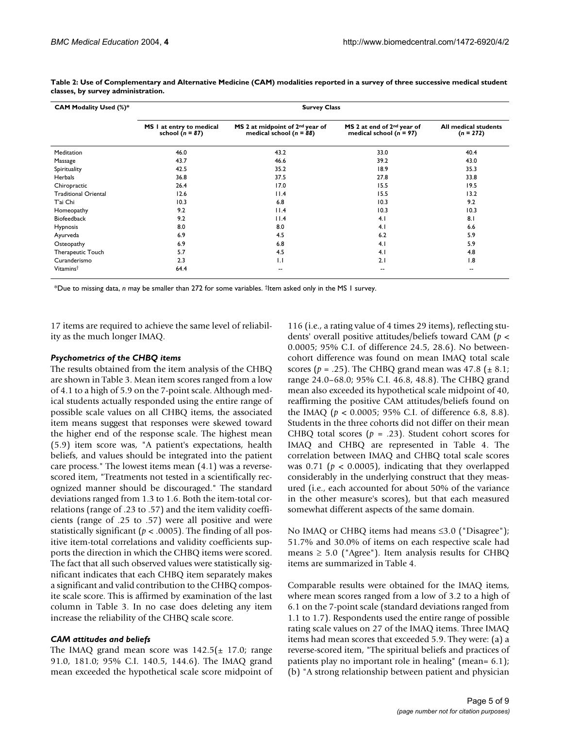**Table 2: Use of Complementary and Alternative Medicine (CAM) modalities reported in a survey of three successive medical student classes, by survey administration.**

| CAM Modality Used (%)* | Survey Class | | | |
|---|---|---|---|---|
| | MS 1 at entry to medical school (*n = 87*) | MS 2 at midpoint of 2nd year of medical school (*n = 88*) | MS 2 at end of 2nd year of medical school (*n = 97*) | All medical students (*n = 272*) |
| Meditation | 46.0 | 43.2 | 33.0 | 40.4 |
| Massage | 43.7 | 46.6 | 39.2 | 43.0 |
| Spirituality | 42.5 | 35.2 | 18.9 | 35.3 |
| Herbals | 36.8 | 37.5 | 27.8 | 33.8 |
| Chiropractic | 26.4 | 17.0 | 15.5 | 19.5 |
| Traditional Oriental | 12.6 | 11.4 | 15.5 | 13.2 |
| T'ai Chi | 10.3 | 6.8 | 10.3 | 9.2 |
| Homeopathy | 9.2 | 11.4 | 10.3 | 10.3 |
| Biofeedback | 9.2 | 11.4 | 4.1 | 8.1 |
| Hypnosis | 8.0 | 8.0 | 4.1 | 6.6 |
| Ayurveda | 6.9 | 4.5 | 6.2 | 5.9 |
| Osteopathy | 6.9 | 6.8 | 4.1 | 5.9 |
| Therapeutic Touch | 5.7 | 4.5 | 4.1 | 4.8 |
| Curanderismo | 2.3 | 1.1 | 2.1 | 1.8 |
| Vitamins† | 64.4 | -- | -- | -- |

*Due to missing data, *n* may be smaller than 272 for some variables. †Item asked only in the MS 1 survey.

17 items are required to achieve the same level of reliability as the much longer IMAQ.

### *Psychometrics of the CHBQ items*

The results obtained from the item analysis of the CHBQ are shown in Table 3. Mean item scores ranged from a low of 4.1 to a high of 5.9 on the 7-point scale. Although medical students actually responded using the entire range of possible scale values on all CHBQ items, the associated item means suggest that responses were skewed toward the higher end of the response scale. The highest mean (5.9) item score was, "A patient's expectations, health beliefs, and values should be integrated into the patient care process." The lowest items mean (4.1) was a reverse-scored item, "Treatments not tested in a scientifically recognized manner should be discouraged." The standard deviations ranged from 1.3 to 1.6. Both the item-total correlations (range of .23 to .57) and the item validity coefficients (range of .25 to .57) were all positive and were statistically significant ($p < .0005$). The finding of all positive item-total correlations and validity coefficients supports the direction in which the CHBQ items were scored. The fact that all such observed values were statistically significant indicates that each CHBQ item separately makes a significant and valid contribution to the CHBQ composite scale score. This is affirmed by examination of the last column in Table 3. In no case does deleting any item increase the reliability of the CHBQ scale score.

### *CAM attitudes and beliefs*

The IMAQ grand mean score was 142.5(± 17.0; range 91.0, 181.0; 95% C.I. 140.5, 144.6). The IMAQ grand mean exceeded the hypothetical scale score midpoint of 116 (i.e., a rating value of 4 times 29 items), reflecting students' overall positive attitudes/beliefs toward CAM ($p < 0.0005$; 95% C.I. of difference 24.5, 28.6). No between-cohort difference was found on mean IMAQ total scale scores ($p = .25$). The CHBQ grand mean was 47.8 (± 8.1; range 24.0–68.0; 95% C.I. 46.8, 48.8). The CHBQ grand mean also exceeded its hypothetical scale midpoint of 40, reaffirming the positive CAM attitudes/beliefs found on the IMAQ ($p < 0.0005$; 95% C.I. of difference 6.8, 8.8). Students in the three cohorts did not differ on their mean CHBQ total scores ($p = .23$). Student cohort scores for IMAQ and CHBQ are represented in Table 4. The correlation between IMAQ and CHBQ total scale scores was 0.71 ($p < 0.0005$), indicating that they overlapped considerably in the underlying construct that they measured (i.e., each accounted for about 50% of the variance in the other measure's scores), but that each measured somewhat different aspects of the same domain.

No IMAQ or CHBQ items had means ≤3.0 ("Disagree"); 51.7% and 30.0% of items on each respective scale had means ≥ 5.0 ("Agree"). Item analysis results for CHBQ items are summarized in Table 4.

Comparable results were obtained for the IMAQ items, where mean scores ranged from a low of 3.2 to a high of 6.1 on the 7-point scale (standard deviations ranged from 1.1 to 1.7). Respondents used the entire range of possible rating scale values on 27 of the IMAQ items. Three IMAQ items had mean scores that exceeded 5.9. They were: (a) a reverse-scored item, "The spiritual beliefs and practices of patients play no important role in healing" (mean= 6.1); (b) "A strong relationship between patient and physician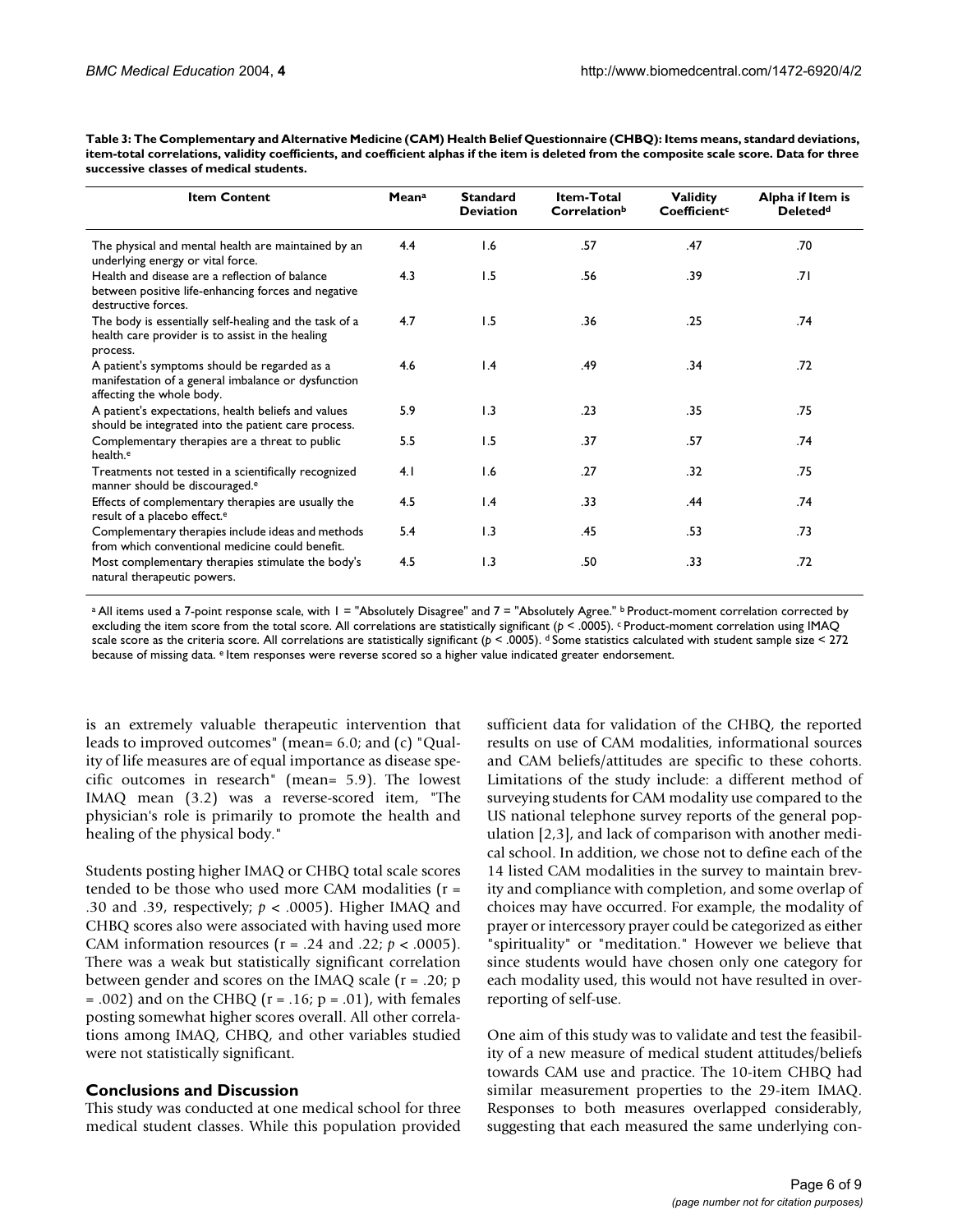**Table 3: The Complementary and Alternative Medicine (CAM) Health Belief Questionnaire (CHBQ): Items means, standard deviations, item-total correlations, validity coefficients, and coefficient alphas if the item is deleted from the composite scale score. Data for three successive classes of medical students.**

| Item Content | Mean[a] | Standard Deviation | Item-Total Correlation[b] | Validity Coefficient[c] | Alpha if Item is Deleted[d] |
|---|---|---|---|---|---|
| The physical and mental health are maintained by an underlying energy or vital force. | 4.4 | 1.6 | .57 | .47 | .70 |
| Health and disease are a reflection of balance between positive life-enhancing forces and negative destructive forces. | 4.3 | 1.5 | .56 | .39 | .71 |
| The body is essentially self-healing and the task of a health care provider is to assist in the healing process. | 4.7 | 1.5 | .36 | .25 | .74 |
| A patient's symptoms should be regarded as a manifestation of a general imbalance or dysfunction affecting the whole body. | 4.6 | 1.4 | .49 | .34 | .72 |
| A patient's expectations, health beliefs and values should be integrated into the patient care process. | 5.9 | 1.3 | .23 | .35 | .75 |
| Complementary therapies are a threat to public health.[e] | 5.5 | 1.5 | .37 | .57 | .74 |
| Treatments not tested in a scientifically recognized manner should be discouraged.[e] | 4.1 | 1.6 | .27 | .32 | .75 |
| Effects of complementary therapies are usually the result of a placebo effect.[e] | 4.5 | 1.4 | .33 | .44 | .74 |
| Complementary therapies include ideas and methods from which conventional medicine could benefit. | 5.4 | 1.3 | .45 | .53 | .73 |
| Most complementary therapies stimulate the body's natural therapeutic powers. | 4.5 | 1.3 | .50 | .33 | .72 |

[a] All items used a 7-point response scale, with 1 = "Absolutely Disagree" and 7 = "Absolutely Agree." [b] Product-moment correlation corrected by excluding the item score from the total score. All correlations are statistically significant ($p < .0005$). [c] Product-moment correlation using IMAQ scale score as the criteria score. All correlations are statistically significant ($p < .0005$). [d] Some statistics calculated with student sample size < 272 because of missing data. [e] Item responses were reverse scored so a higher value indicated greater endorsement.

is an extremely valuable therapeutic intervention that leads to improved outcomes" (mean= 6.0; and (c) "Quality of life measures are of equal importance as disease specific outcomes in research" (mean= 5.9). The lowest IMAQ mean (3.2) was a reverse-scored item, "The physician's role is primarily to promote the health and healing of the physical body."

Students posting higher IMAQ or CHBQ total scale scores tended to be those who used more CAM modalities ($r = .30$ and $.39$, respectively; $p < .0005$). Higher IMAQ and CHBQ scores also were associated with having used more CAM information resources ($r = .24$ and $.22$; $p < .0005$). There was a weak but statistically significant correlation between gender and scores on the IMAQ scale ($r = .20$; $p = .002$) and on the CHBQ ($r = .16$; $p = .01$), with females posting somewhat higher scores overall. All other correlations among IMAQ, CHBQ, and other variables studied were not statistically significant.

## Conclusions and Discussion

This study was conducted at one medical school for three medical student classes. While this population provided sufficient data for validation of the CHBQ, the reported results on use of CAM modalities, informational sources and CAM beliefs/attitudes are specific to these cohorts. Limitations of the study include: a different method of surveying students for CAM modality use compared to the US national telephone survey reports of the general population [2,3], and lack of comparison with another medical school. In addition, we chose not to define each of the 14 listed CAM modalities in the survey to maintain brevity and compliance with completion, and some overlap of choices may have occurred. For example, the modality of prayer or intercessory prayer could be categorized as either "spirituality" or "meditation." However we believe that since students would have chosen only one category for each modality used, this would not have resulted in over-reporting of self-use.

One aim of this study was to validate and test the feasibility of a new measure of medical student attitudes/beliefs towards CAM use and practice. The 10-item CHBQ had similar measurement properties to the 29-item IMAQ. Responses to both measures overlapped considerably, suggesting that each measured the same underlying con-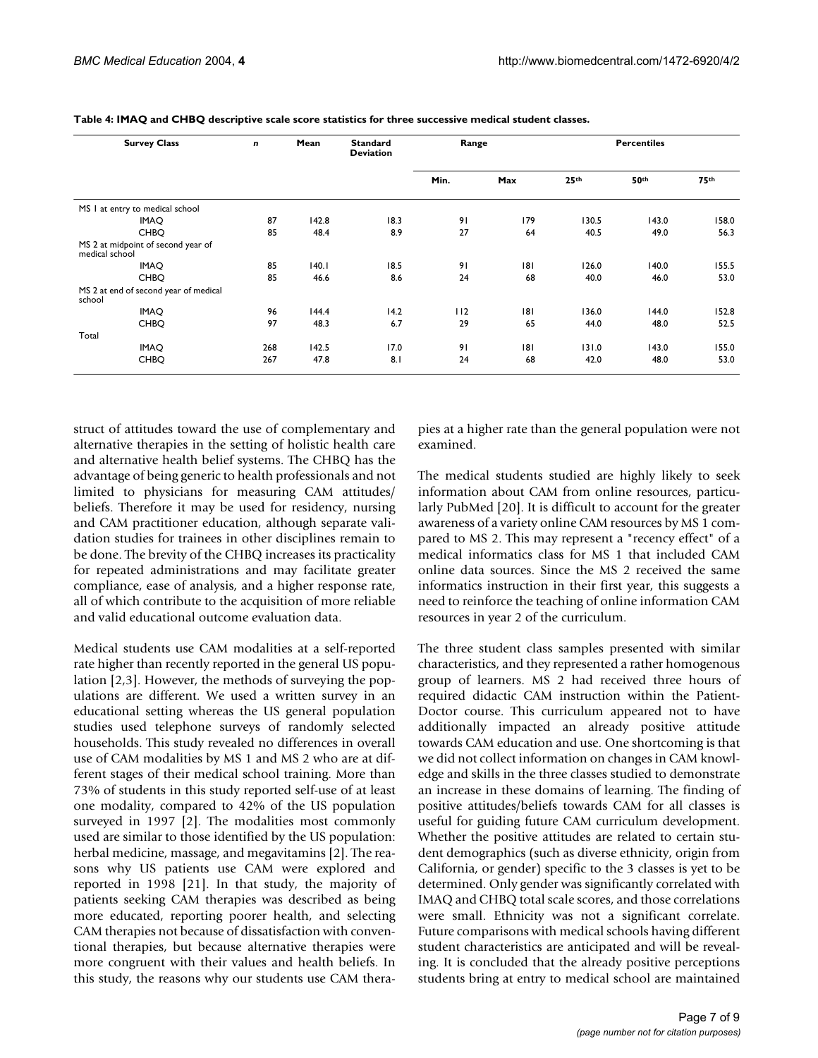**Table 4: IMAQ and CHBQ descriptive scale score statistics for three successive medical student classes.**

| Survey Class | n | Mean | Standard Deviation | Range | | Percentiles | | |
|---|---|---|---|---|---|---|---|---|
| | | | | Min. | Max | 25th | 50th | 75th |
| MS 1 at entry to medical school | | | | | | | | |
| IMAQ | 87 | 142.8 | 18.3 | 91 | 179 | 130.5 | 143.0 | 158.0 |
| CHBQ | 85 | 48.4 | 8.9 | 27 | 64 | 40.5 | 49.0 | 56.3 |
| MS 2 at midpoint of second year of medical school | | | | | | | | |
| IMAQ | 85 | 140.1 | 18.5 | 91 | 181 | 126.0 | 140.0 | 155.5 |
| CHBQ | 85 | 46.6 | 8.6 | 24 | 68 | 40.0 | 46.0 | 53.0 |
| MS 2 at end of second year of medical school | | | | | | | | |
| IMAQ | 96 | 144.4 | 14.2 | 112 | 181 | 136.0 | 144.0 | 152.8 |
| CHBQ | 97 | 48.3 | 6.7 | 29 | 65 | 44.0 | 48.0 | 52.5 |
| Total | | | | | | | | |
| IMAQ | 268 | 142.5 | 17.0 | 91 | 181 | 131.0 | 143.0 | 155.0 |
| CHBQ | 267 | 47.8 | 8.1 | 24 | 68 | 42.0 | 48.0 | 53.0 |

struct of attitudes toward the use of complementary and alternative therapies in the setting of holistic health care and alternative health belief systems. The CHBQ has the advantage of being generic to health professionals and not limited to physicians for measuring CAM attitudes/beliefs. Therefore it may be used for residency, nursing and CAM practitioner education, although separate validation studies for trainees in other disciplines remain to be done. The brevity of the CHBQ increases its practicality for repeated administrations and may facilitate greater compliance, ease of analysis, and a higher response rate, all of which contribute to the acquisition of more reliable and valid educational outcome evaluation data.

Medical students use CAM modalities at a self-reported rate higher than recently reported in the general US population [2,3]. However, the methods of surveying the populations are different. We used a written survey in an educational setting whereas the US general population studies used telephone surveys of randomly selected households. This study revealed no differences in overall use of CAM modalities by MS 1 and MS 2 who are at different stages of their medical school training. More than 73% of students in this study reported self-use of at least one modality, compared to 42% of the US population surveyed in 1997 [2]. The modalities most commonly used are similar to those identified by the US population: herbal medicine, massage, and megavitamins [2]. The reasons why US patients use CAM were explored and reported in 1998 [21]. In that study, the majority of patients seeking CAM therapies was described as being more educated, reporting poorer health, and selecting CAM therapies not because of dissatisfaction with conventional therapies, but because alternative therapies were more congruent with their values and health beliefs. In this study, the reasons why our students use CAM therapies at a higher rate than the general population were not examined.

The medical students studied are highly likely to seek information about CAM from online resources, particularly PubMed [20]. It is difficult to account for the greater awareness of a variety online CAM resources by MS 1 compared to MS 2. This may represent a "recency effect" of a medical informatics class for MS 1 that included CAM online data sources. Since the MS 2 received the same informatics instruction in their first year, this suggests a need to reinforce the teaching of online information CAM resources in year 2 of the curriculum.

The three student class samples presented with similar characteristics, and they represented a rather homogenous group of learners. MS 2 had received three hours of required didactic CAM instruction within the Patient-Doctor course. This curriculum appeared not to have additionally impacted an already positive attitude towards CAM education and use. One shortcoming is that we did not collect information on changes in CAM knowledge and skills in the three classes studied to demonstrate an increase in these domains of learning. The finding of positive attitudes/beliefs towards CAM for all classes is useful for guiding future CAM curriculum development. Whether the positive attitudes are related to certain student demographics (such as diverse ethnicity, origin from California, or gender) specific to the 3 classes is yet to be determined. Only gender was significantly correlated with IMAQ and CHBQ total scale scores, and those correlations were small. Ethnicity was not a significant correlate. Future comparisons with medical schools having different student characteristics are anticipated and will be revealing. It is concluded that the already positive perceptions students bring at entry to medical school are maintained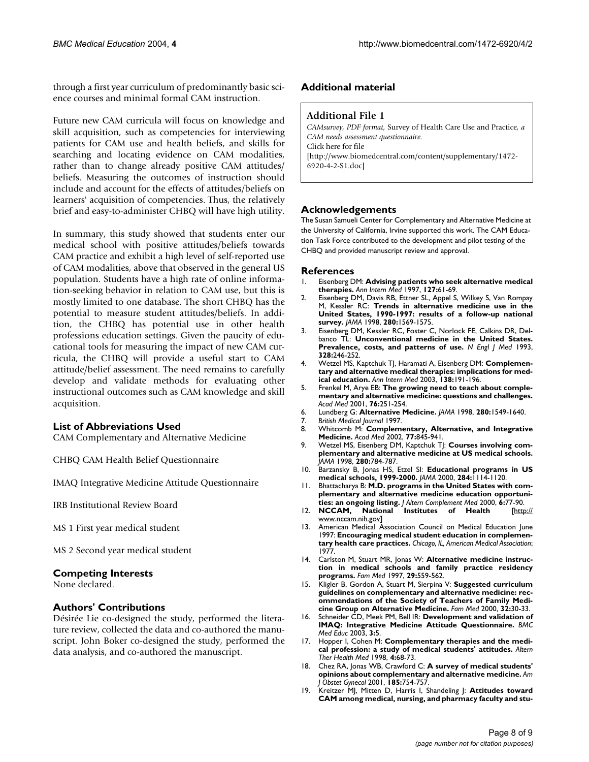through a first year curriculum of predominantly basic science courses and minimal formal CAM instruction.

Future new CAM curricula will focus on knowledge and skill acquisition, such as competencies for interviewing patients for CAM use and health beliefs, and skills for searching and locating evidence on CAM modalities, rather than to change already positive CAM attitudes/beliefs. Measuring the outcomes of instruction should include and account for the effects of attitudes/beliefs on learners' acquisition of competencies. Thus, the relatively brief and easy-to-administer CHBQ will have high utility.

In summary, this study showed that students enter our medical school with positive attitudes/beliefs towards CAM practice and exhibit a high level of self-reported use of CAM modalities, above that observed in the general US population. Students have a high rate of online information-seeking behavior in relation to CAM use, but this is mostly limited to one database. The short CHBQ has the potential to measure student attitudes/beliefs. In addition, the CHBQ has potential use in other health professions education settings. Given the paucity of educational tools for measuring the impact of new CAM curricula, the CHBQ will provide a useful start to CAM attitude/belief assessment. The need remains to carefully develop and validate methods for evaluating other instructional outcomes such as CAM knowledge and skill acquisition.

## List of Abbreviations Used

CAM Complementary and Alternative Medicine

CHBQ CAM Health Belief Questionnaire

IMAQ Integrative Medicine Attitude Questionnaire

IRB Institutional Review Board

MS 1 First year medical student

MS 2 Second year medical student

## Competing Interests

None declared.

## Authors' Contributions

Désirée Lie co-designed the study, performed the literature review, collected the data and co-authored the manuscript. John Boker co-designed the study, performed the data analysis, and co-authored the manuscript.

## Additional material

**Additional File 1**

*CAMsurvey, PDF format,* Survey of Health Care Use and Practice*, a CAM needs assessment questionnaire.*
Click here for file
[http://www.biomedcentral.com/content/supplementary/1472-6920-4-2-S1.doc]

## Acknowledgements

The Susan Samueli Center for Complementary and Alternative Medicine at the University of California, Irvine supported this work. The CAM Education Task Force contributed to the development and pilot testing of the CHBQ and provided manuscript review and approval.

## References

1. Eisenberg DM: **Advising patients who seek alternative medical therapies.** *Ann Intern Med* 1997, **127:**61-69.
2. Eisenberg DM, Davis RB, Ettner SL, Appel S, Wilkey S, Van Rompay M, Kessler RC: **Trends in alternative medicine use in the United States, 1990-1997: results of a follow-up national survey.** *JAMA* 1998, **280:**1569-1575.
3. Eisenberg DM, Kessler RC, Foster C, Norlock FE, Calkins DR, Delbanco TL: **Unconventional medicine in the United States. Prevalence, costs, and patterns of use.** *N Engl J Med* 1993, **328:**246-252.
4. Wetzel MS, Kaptchuk TJ, Haramati A, Eisenberg DM: **Complementary and alternative medical therapies: implications for medical education.** *Ann Intern Med* 2003, **138:**191-196.
5. Frenkel M, Arye EB: **The growing need to teach about complementary and alternative medicine: questions and challenges.** *Acad Med* 2001, **76:**251-254.
6. Lundberg G: **Alternative Medicine.** *JAMA* 1998, **280:**1549-1640.
7. *British Medical Journal* 1997.
8. Whitcomb M: **Complementary, Alternative, and Integrative Medicine.** *Acad Med* 2002, **77:**845-941.
9. Wetzel MS, Eisenberg DM, Kaptchuk TJ: **Courses involving complementary and alternative medicine at US medical schools.** *JAMA* 1998, **280:**784-787.
10. Barzansky B, Jonas HS, Etzel SI: **Educational programs in US medical schools, 1999-2000.** *JAMA* 2000, **284:**1114-1120.
11. Bhattacharya B: **M.D. programs in the United States with complementary and alternative medicine education opportunities: an ongoing listing.** *J Altern Complement Med* 2000, **6:**77-90.
12. **NCCAM, National Institutes of Health** [http://www.nccam.nih.gov]
13. American Medical Association Council on Medical Education June 1997: **Encouraging medical student education in complementary health care practices.** *Chicago, IL, American Medical Association*; 1977.
14. Carlston M, Stuart MR, Jonas W: **Alternative medicine instruction in medical schools and family practice residency programs.** *Fam Med* 1997, **29:**559-562.
15. Kligler B, Gordon A, Stuart M, Sierpina V: **Suggested curriculum guidelines on complementary and alternative medicine: recommendations of the Society of Teachers of Family Medicine Group on Alternative Medicine.** *Fam Med* 2000, **32:**30-33.
16. Schneider CD, Meek PM, Bell IR: **Development and validation of IMAQ: Integrative Medicine Attitude Questionnaire.** *BMC Med Educ* 2003, **3:**5.
17. Hopper I, Cohen M: **Complementary therapies and the medical profession: a study of medical students' attitudes.** *Altern Ther Health Med* 1998, **4:**68-73.
18. Chez RA, Jonas WB, Crawford C: **A survey of medical students' opinions about complementary and alternative medicine.** *Am J Obstet Gynecol* 2001, **185:**754-757.
19. Kreitzer MJ, Mitten D, Harris I, Shandeling J: **Attitudes toward CAM among medical, nursing, and pharmacy faculty and stu-**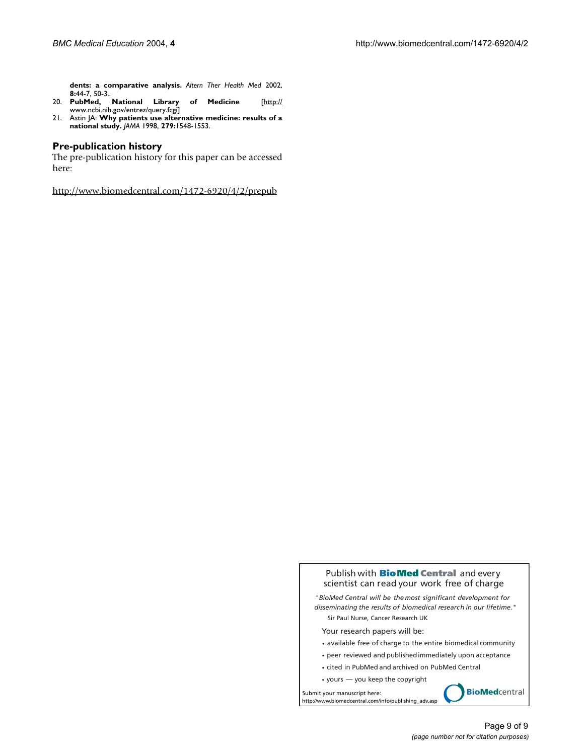**dents: a comparative analysis.** *Altern Ther Health Med* 2002, **8:**44-7, 50-3..

20. **PubMed, National Library of Medicine** [http://www.ncbi.nih.gov/entrez/query.fcgi]
21. Astin JA: **Why patients use alternative medicine: results of a national study.** *JAMA* 1998, **279:**1548-1553.

## Pre-publication history

The pre-publication history for this paper can be accessed here:

http://www.biomedcentral.com/1472-6920/4/2/prepub

Publish with **BioMed Central** and every scientist can read your work free of charge

*"BioMed Central will be the most significant development for disseminating the results of biomedical research in our lifetime."*

Sir Paul Nurse, Cancer Research UK

Your research papers will be:

- available free of charge to the entire biomedical community
- peer reviewed and published immediately upon acceptance
- cited in PubMed and archived on PubMed Central
- yours — you keep the copyright

Submit your manuscript here:
http://www.biomedcentral.com/info/publishing_adv.asp

**BioMed**central